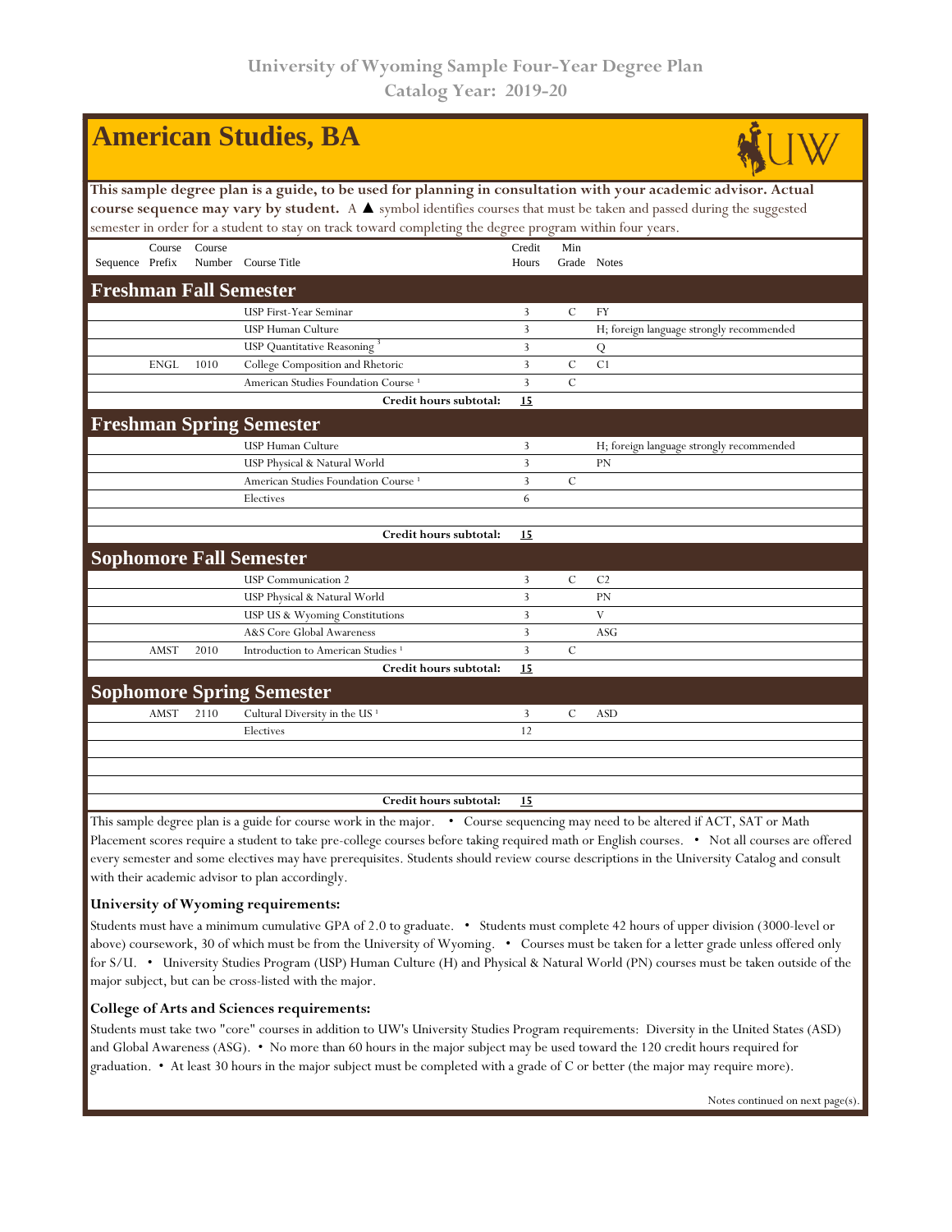# University of Wyoming Sample Four-Year Degree Plan
## Catalog Year: 2019-20

# American Studies, BA

**This sample degree plan is a guide, to be used for planning in consultation with your academic advisor. Actual course sequence may vary by student.** A ▲ symbol identifies courses that must be taken and passed during the suggested semester in order for a student to stay on track toward completing the degree program within four years.

| Sequence | Course Prefix | Course Number | Course Title | Credit Hours | Min Grade | Notes |
|---|---|---|---|---|---|---|
| **Freshman Fall Semester** | | | | | | |
| | | | USP First-Year Seminar | 3 | C | FY |
| | | | USP Human Culture | 3 | | H; foreign language strongly recommended |
| | | | USP Quantitative Reasoning [3] | 3 | | Q |
| | ENGL | 1010 | College Composition and Rhetoric | 3 | C | C1 |
| | | | American Studies Foundation Course [1] | 3 | C | |
| | | | **Credit hours subtotal:** | **15** | | |
| **Freshman Spring Semester** | | | | | | |
| | | | USP Human Culture | 3 | | H; foreign language strongly recommended |
| | | | USP Physical & Natural World | 3 | | PN |
| | | | American Studies Foundation Course [1] | 3 | C | |
| | | | Electives | 6 | | |
| | | | **Credit hours subtotal:** | **15** | | |
| **Sophomore Fall Semester** | | | | | | |
| | | | USP Communication 2 | 3 | C | C2 |
| | | | USP Physical & Natural World | 3 | | PN |
| | | | USP US & Wyoming Constitutions | 3 | | V |
| | | | A&S Core Global Awareness | 3 | | ASG |
| | AMST | 2010 | Introduction to American Studies [1] | 3 | C | |
| | | | **Credit hours subtotal:** | **15** | | |
| **Sophomore Spring Semester** | | | | | | |
| | AMST | 2110 | Cultural Diversity in the US [1] | 3 | C | ASD |
| | | | Electives | 12 | | |
| | | | **Credit hours subtotal:** | **15** | | |

This sample degree plan is a guide for course work in the major. • Course sequencing may need to be altered if ACT, SAT or Math Placement scores require a student to take pre-college courses before taking required math or English courses. • Not all courses are offered every semester and some electives may have prerequisites. Students should review course descriptions in the University Catalog and consult with their academic advisor to plan accordingly.

### University of Wyoming requirements:

Students must have a minimum cumulative GPA of 2.0 to graduate. • Students must complete 42 hours of upper division (3000-level or above) coursework, 30 of which must be from the University of Wyoming. • Courses must be taken for a letter grade unless offered only for S/U. • University Studies Program (USP) Human Culture (H) and Physical & Natural World (PN) courses must be taken outside of the major subject, but can be cross-listed with the major.

### College of Arts and Sciences requirements:

Students must take two "core" courses in addition to UW's University Studies Program requirements: Diversity in the United States (ASD) and Global Awareness (ASG). • No more than 60 hours in the major subject may be used toward the 120 credit hours required for graduation. • At least 30 hours in the major subject must be completed with a grade of C or better (the major may require more).

Notes continued on next page(s).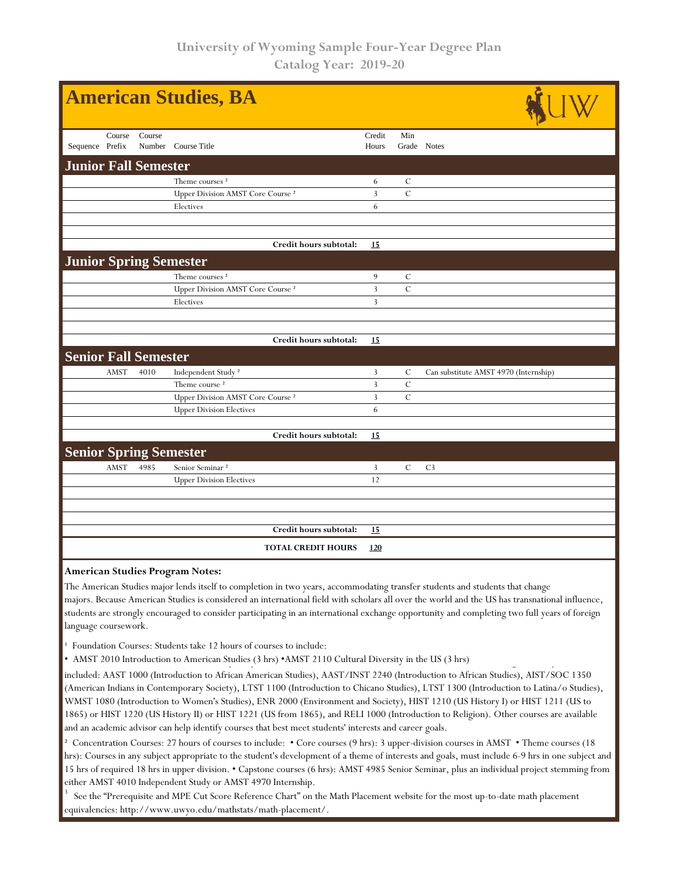University of Wyoming Sample Four-Year Degree Plan
Catalog Year: 2019-20

# American Studies, BA

| Sequence | Course Prefix | Course Number | Course Title | Credit Hours | Min Grade | Notes |
|---|---|---|---|---|---|---|
| **Junior Fall Semester** | | | | | | |
| | | | Theme courses [2] | 6 | C | |
| | | | Upper Division AMST Core Course [2] | 3 | C | |
| | | | Electives | 6 | | |
| | | | **Credit hours subtotal:** | **15** | | |
| **Junior Spring Semester** | | | | | | |
| | | | Theme courses [2] | 9 | C | |
| | | | Upper Division AMST Core Course [2] | 3 | C | |
| | | | Electives | 3 | | |
| | | | **Credit hours subtotal:** | **15** | | |
| **Senior Fall Semester** | | | | | | |
| | AMST | 4010 | Independent Study [2] | 3 | C | Can substitute AMST 4970 (Internship) |
| | | | Theme course [2] | 3 | C | |
| | | | Upper Division AMST Core Course [2] | 3 | C | |
| | | | Upper Division Electives | 6 | | |
| | | | **Credit hours subtotal:** | **15** | | |
| **Senior Spring Semester** | | | | | | |
| | AMST | 4985 | Senior Seminar [2] | 3 | C | C3 |
| | | | Upper Division Electives | 12 | | |
| | | | **Credit hours subtotal:** | **15** | | |
| | | | **TOTAL CREDIT HOURS** | **120** | | |

**American Studies Program Notes:**

The American Studies major lends itself to completion in two years, accommodating transfer students and students that change majors. Because American Studies is considered an international field with scholars all over the world and the US has transnational influence, students are strongly encouraged to consider participating in an international exchange opportunity and completing two full years of foreign language coursework.

[1] Foundation Courses: Students take 12 hours of courses to include:
• AMST 2010 Introduction to American Studies (3 hrs) •AMST 2110 Cultural Diversity in the US (3 hrs)
included: AAST 1000 (Introduction to African American Studies), AAST/INST 2240 (Introduction to African Studies), AIST/SOC 1350 (American Indians in Contemporary Society), LTST 1100 (Introduction to Chicano Studies), LTST 1300 (Introduction to Latina/o Studies), WMST 1080 (Introduction to Women's Studies), ENR 2000 (Environment and Society), HIST 1210 (US History I) or HIST 1211 (US to 1865) or HIST 1220 (US History II) or HIST 1221 (US from 1865), and RELI 1000 (Introduction to Religion). Other courses are available and an academic advisor can help identify courses that best meet students' interests and career goals.

[2] Concentration Courses: 27 hours of courses to include: • Core courses (9 hrs): 3 upper-division courses in AMST • Theme courses (18 hrs): Courses in any subject appropriate to the student's development of a theme of interests and goals, must include 6-9 hrs in one subject and 15 hrs of required 18 hrs in upper division. • Capstone courses (6 hrs): AMST 4985 Senior Seminar, plus an individual project stemming from either AMST 4010 Independent Study or AMST 4970 Internship.

[3] See the "Prerequisite and MPE Cut Score Reference Chart" on the Math Placement website for the most up-to-date math placement equivalencies: http://www.uwyo.edu/mathstats/math-placement/.